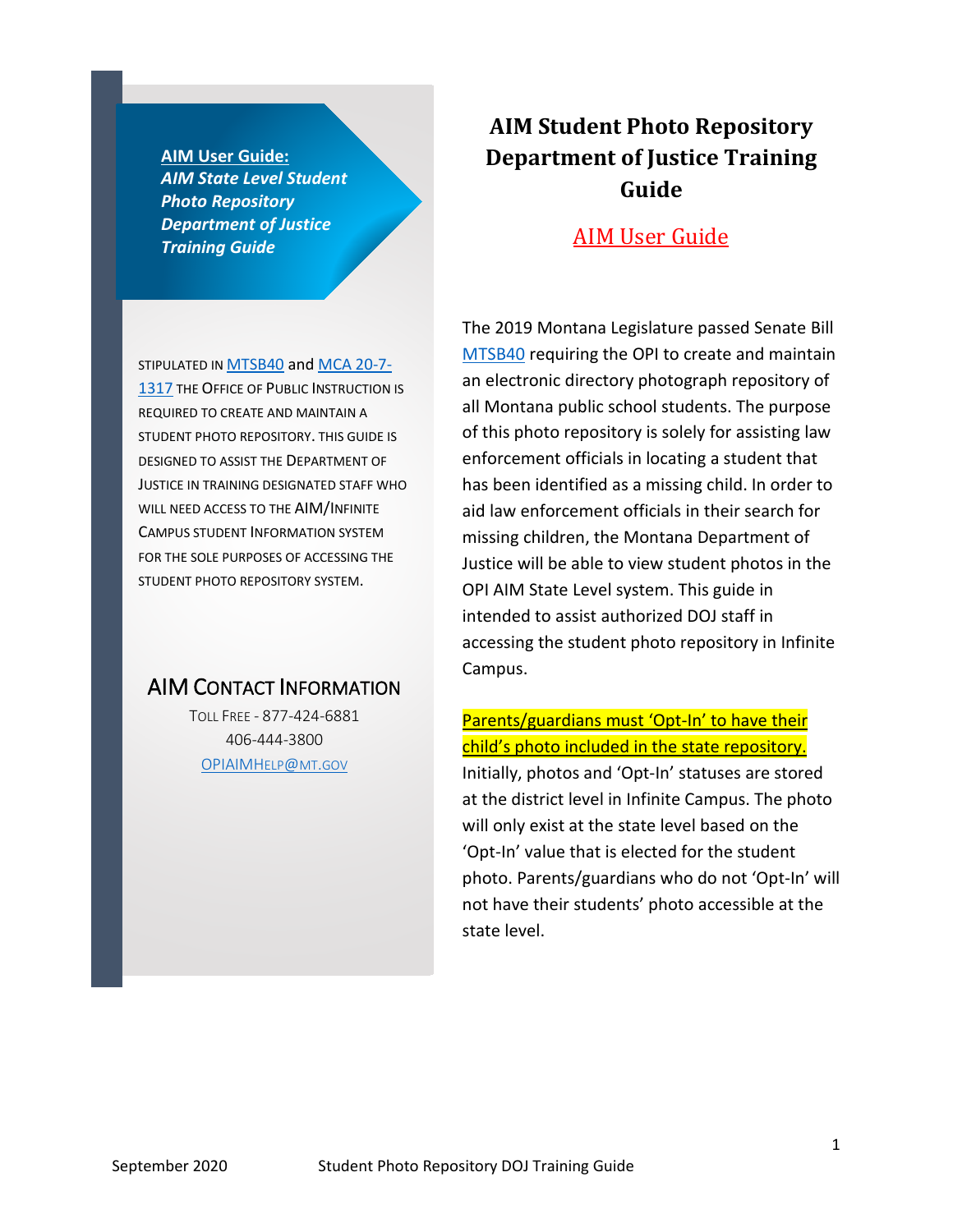**AIM User Guide:**
***AIM State Level Student Photo Repository Department of Justice Training Guide***

STIPULATED IN MTSB40 and MCA 20-7-1317 THE OFFICE OF PUBLIC INSTRUCTION IS REQUIRED TO CREATE AND MAINTAIN A STUDENT PHOTO REPOSITORY. THIS GUIDE IS DESIGNED TO ASSIST THE DEPARTMENT OF JUSTICE IN TRAINING DESIGNATED STAFF WHO WILL NEED ACCESS TO THE AIM/INFINITE CAMPUS STUDENT INFORMATION SYSTEM FOR THE SOLE PURPOSES OF ACCESSING THE STUDENT PHOTO REPOSITORY SYSTEM.

## AIM CONTACT INFORMATION

TOLL FREE - 877-424-6881
406-444-3800
OPIAIMHELP@MT.GOV

# AIM Student Photo Repository Department of Justice Training Guide

## AIM User Guide

The 2019 Montana Legislature passed Senate Bill MTSB40 requiring the OPI to create and maintain an electronic directory photograph repository of all Montana public school students. The purpose of this photo repository is solely for assisting law enforcement officials in locating a student that has been identified as a missing child. In order to aid law enforcement officials in their search for missing children, the Montana Department of Justice will be able to view student photos in the OPI AIM State Level system. This guide in intended to assist authorized DOJ staff in accessing the student photo repository in Infinite Campus.

Parents/guardians must 'Opt-In' to have their child's photo included in the state repository. Initially, photos and 'Opt-In' statuses are stored at the district level in Infinite Campus. The photo will only exist at the state level based on the 'Opt-In' value that is elected for the student photo. Parents/guardians who do not 'Opt-In' will not have their students' photo accessible at the state level.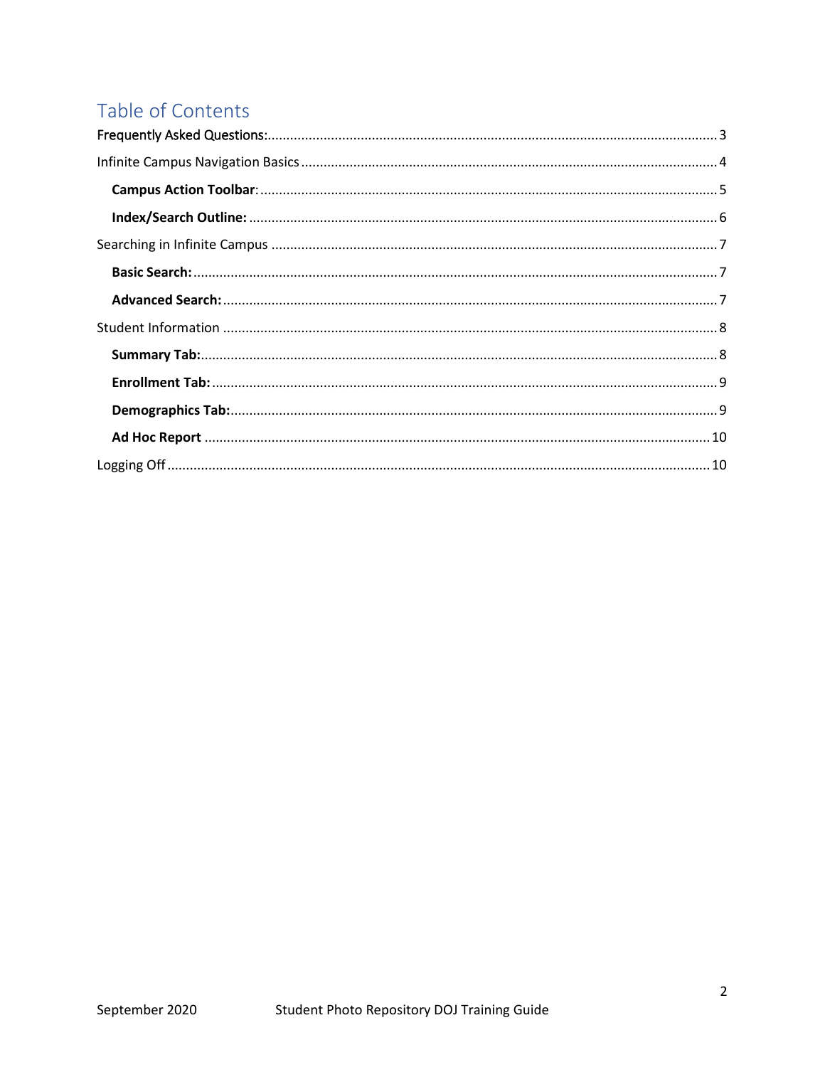# Table of Contents

Frequently Asked Questions: ..... 3

Infinite Campus Navigation Basics ..... 4

- **Campus Action Toolbar**: ..... 5
- **Index/Search Outline:** ..... 6

Searching in Infinite Campus ..... 7

- **Basic Search:** ..... 7
- **Advanced Search:** ..... 7

Student Information ..... 8

- **Summary Tab:** ..... 8
- **Enrollment Tab:** ..... 9
- **Demographics Tab:** ..... 9
- **Ad Hoc Report** ..... 10

Logging Off ..... 10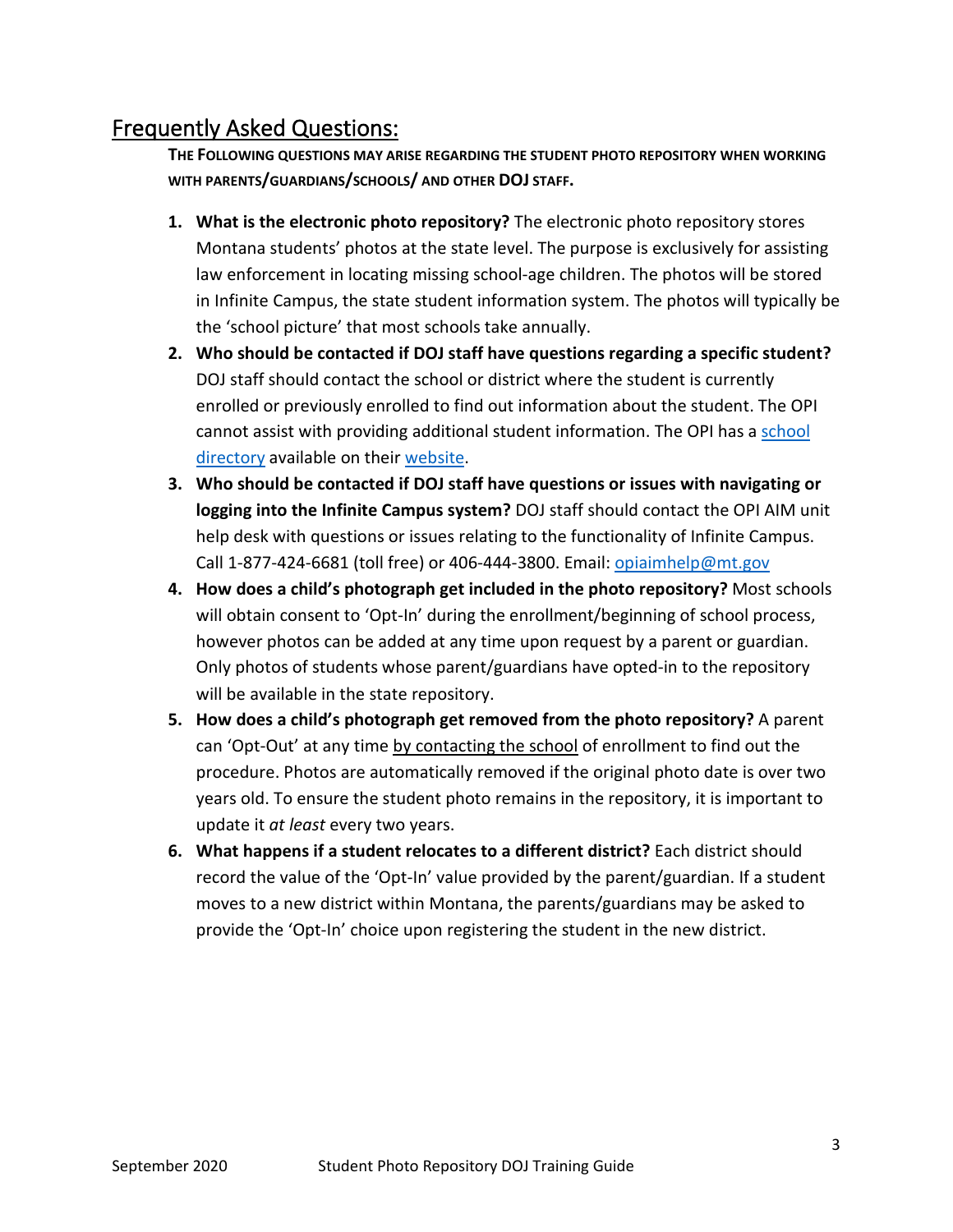## Frequently Asked Questions:

**THE FOLLOWING QUESTIONS MAY ARISE REGARDING THE STUDENT PHOTO REPOSITORY WHEN WORKING WITH PARENTS/GUARDIANS/SCHOOLS/ AND OTHER DOJ STAFF.**

1. **What is the electronic photo repository?** The electronic photo repository stores Montana students' photos at the state level. The purpose is exclusively for assisting law enforcement in locating missing school-age children. The photos will be stored in Infinite Campus, the state student information system. The photos will typically be the 'school picture' that most schools take annually.
2. **Who should be contacted if DOJ staff have questions regarding a specific student?** DOJ staff should contact the school or district where the student is currently enrolled or previously enrolled to find out information about the student. The OPI cannot assist with providing additional student information. The OPI has a [school directory](school directory) available on their [website](website).
3. **Who should be contacted if DOJ staff have questions or issues with navigating or logging into the Infinite Campus system?** DOJ staff should contact the OPI AIM unit help desk with questions or issues relating to the functionality of Infinite Campus. Call 1-877-424-6681 (toll free) or 406-444-3800. Email: [opiaimhelp@mt.gov](mailto:opiaimhelp@mt.gov)
4. **How does a child's photograph get included in the photo repository?** Most schools will obtain consent to 'Opt-In' during the enrollment/beginning of school process, however photos can be added at any time upon request by a parent or guardian. Only photos of students whose parent/guardians have opted-in to the repository will be available in the state repository.
5. **How does a child's photograph get removed from the photo repository?** A parent can 'Opt-Out' at any time by contacting the school of enrollment to find out the procedure. Photos are automatically removed if the original photo date is over two years old. To ensure the student photo remains in the repository, it is important to update it *at least* every two years.
6. **What happens if a student relocates to a different district?** Each district should record the value of the 'Opt-In' value provided by the parent/guardian. If a student moves to a new district within Montana, the parents/guardians may be asked to provide the 'Opt-In' choice upon registering the student in the new district.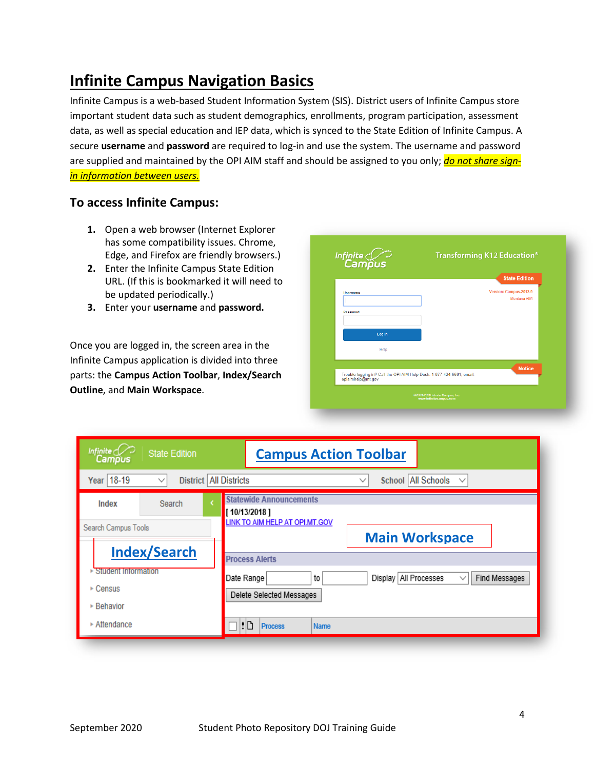# Infinite Campus Navigation Basics

Infinite Campus is a web-based Student Information System (SIS). District users of Infinite Campus store important student data such as student demographics, enrollments, program participation, assessment data, as well as special education and IEP data, which is synced to the State Edition of Infinite Campus. A secure **username** and **password** are required to log-in and use the system. The username and password are supplied and maintained by the OPI AIM staff and should be assigned to you only; ***do not share sign-in information between users.***

## To access Infinite Campus:

1. Open a web browser (Internet Explorer has some compatibility issues. Chrome, Edge, and Firefox are friendly browsers.)
2. Enter the Infinite Campus State Edition URL. (If this is bookmarked it will need to be updated periodically.)
3. Enter your **username** and **password.**

Once you are logged in, the screen area in the Infinite Campus application is divided into three parts: the **Campus Action Toolbar**, **Index/Search Outline**, and **Main Workspace**.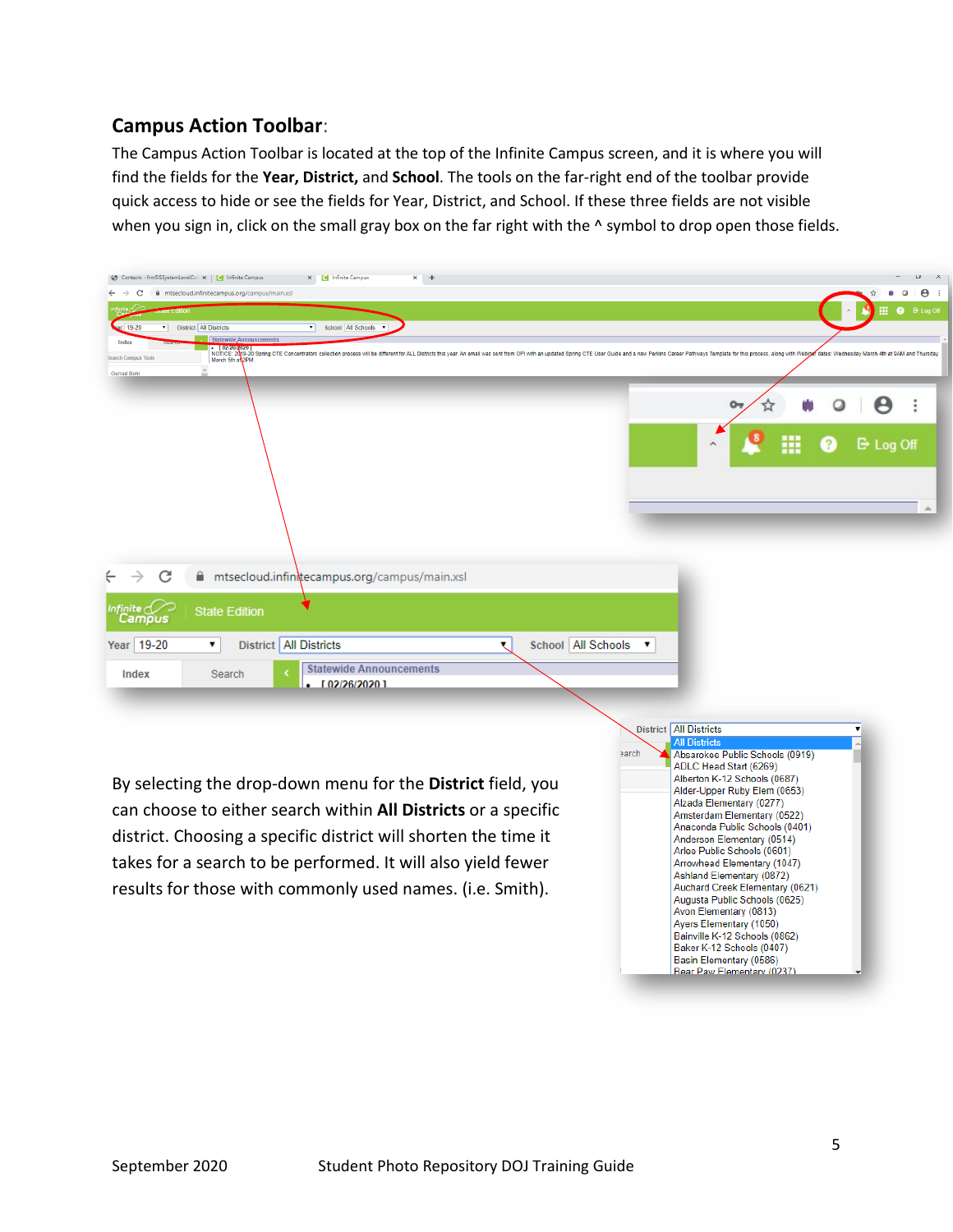## Campus Action Toolbar:

The Campus Action Toolbar is located at the top of the Infinite Campus screen, and it is where you will find the fields for the **Year, District,** and **School**. The tools on the far-right end of the toolbar provide quick access to hide or see the fields for Year, District, and School. If these three fields are not visible when you sign in, click on the small gray box on the far right with the ^ symbol to drop open those fields.

By selecting the drop-down menu for the **District** field, you can choose to either search within **All Districts** or a specific district. Choosing a specific district will shorten the time it takes for a search to be performed. It will also yield fewer results for those with commonly used names. (i.e. Smith).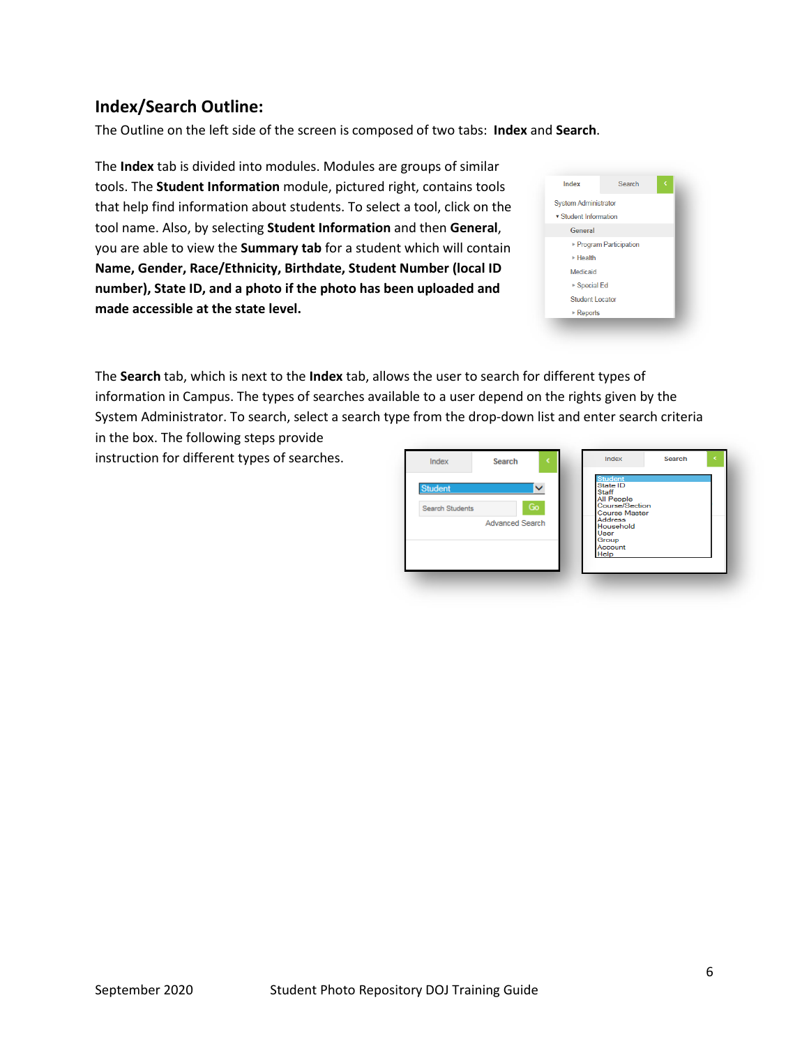## Index/Search Outline:

The Outline on the left side of the screen is composed of two tabs: **Index** and **Search**.

The **Index** tab is divided into modules. Modules are groups of similar tools. The **Student Information** module, pictured right, contains tools that help find information about students. To select a tool, click on the tool name. Also, by selecting **Student Information** and then **General**, you are able to view the **Summary tab** for a student which will contain **Name, Gender, Race/Ethnicity, Birthdate, Student Number (local ID number), State ID, and a photo if the photo has been uploaded and made accessible at the state level.**

The **Search** tab, which is next to the **Index** tab, allows the user to search for different types of information in Campus. The types of searches available to a user depend on the rights given by the System Administrator. To search, select a search type from the drop-down list and enter search criteria in the box. The following steps provide instruction for different types of searches.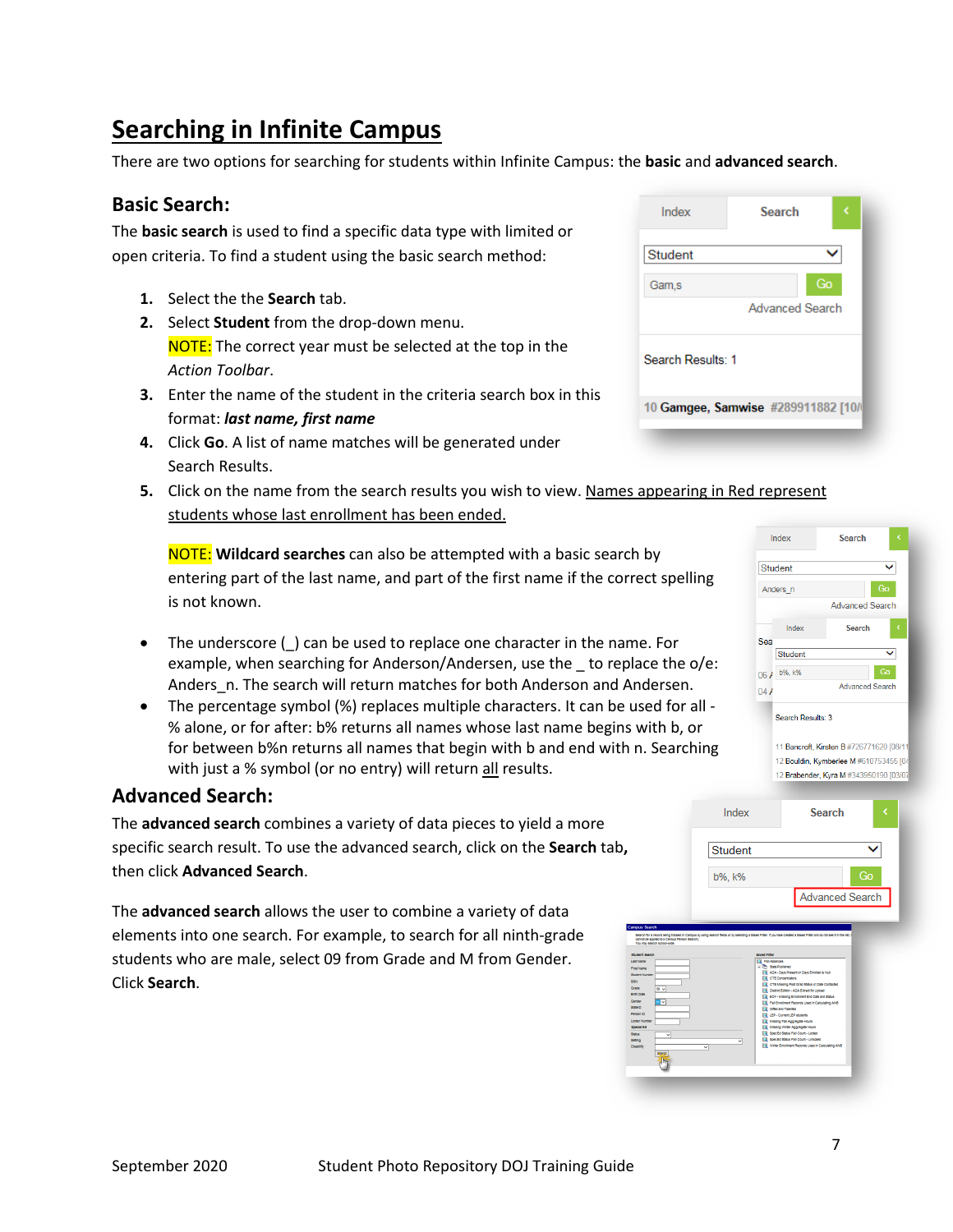# Searching in Infinite Campus

There are two options for searching for students within Infinite Campus: the **basic** and **advanced search**.

## Basic Search:

The **basic search** is used to find a specific data type with limited or open criteria. To find a student using the basic search method:

1. Select the the **Search** tab.
2. Select **Student** from the drop-down menu.
   NOTE: The correct year must be selected at the top in the *Action Toolbar*.
3. Enter the name of the student in the criteria search box in this format: ***last name, first name***
4. Click **Go**. A list of name matches will be generated under Search Results.
5. Click on the name from the search results you wish to view. Names appearing in Red represent students whose last enrollment has been ended.

   NOTE: **Wildcard searches** can also be attempted with a basic search by entering part of the last name, and part of the first name if the correct spelling is not known.

- The underscore (_) can be used to replace one character in the name. For example, when searching for Anderson/Andersen, use the _ to replace the o/e: Anders_n. The search will return matches for both Anderson and Andersen.
- The percentage symbol (%) replaces multiple characters. It can be used for all - % alone, or for after: b% returns all names whose last name begins with b, or for between b%n returns all names that begin with b and end with n. Searching with just a % symbol (or no entry) will return all results.

## Advanced Search:

The **advanced search** combines a variety of data pieces to yield a more specific search result. To use the advanced search, click on the **Search** tab**,** then click **Advanced Search**.

The **advanced search** allows the user to combine a variety of data elements into one search. For example, to search for all ninth-grade students who are male, select 09 from Grade and M from Gender. Click **Search**.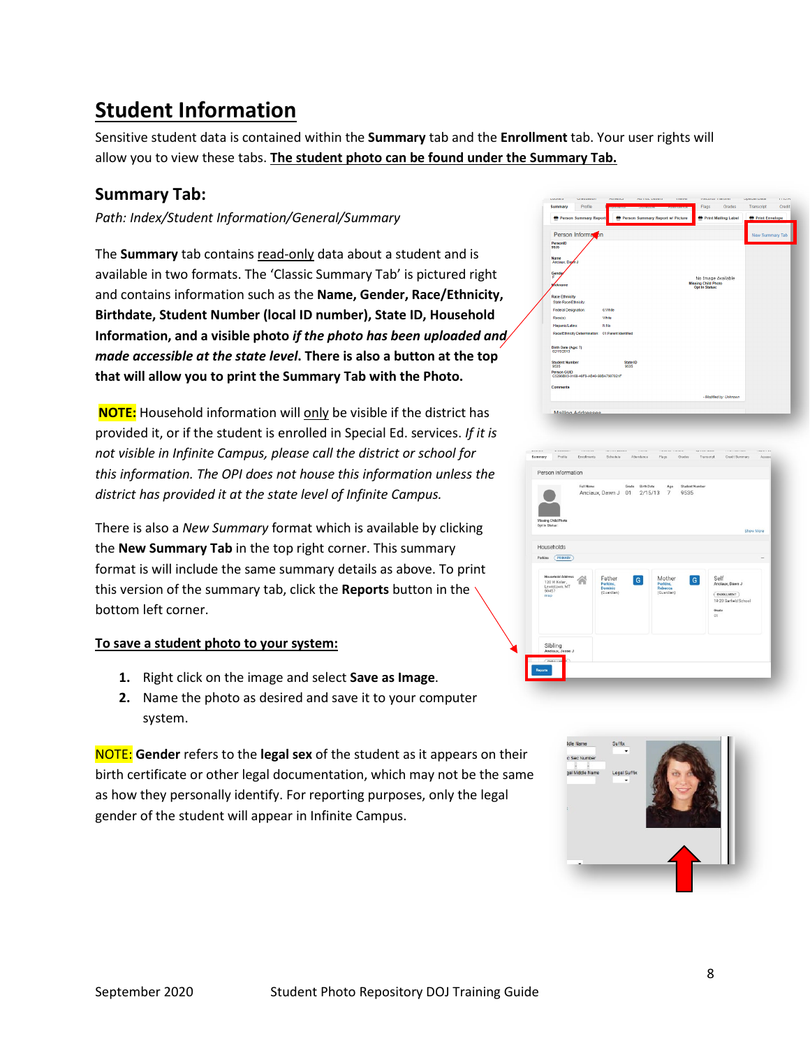# Student Information

Sensitive student data is contained within the **Summary** tab and the **Enrollment** tab. Your user rights will allow you to view these tabs. **The student photo can be found under the Summary Tab.**

## Summary Tab:

*Path: Index/Student Information/General/Summary*

The **Summary** tab contains read-only data about a student and is available in two formats. The 'Classic Summary Tab' is pictured right and contains information such as the **Name, Gender, Race/Ethnicity, Birthdate, Student Number (local ID number), State ID, Household Information, and a visible photo *if the photo has been uploaded and made accessible at the state level*. There is also a button at the top that will allow you to print the Summary Tab with the Photo.**

**NOTE:** Household information will only be visible if the district has provided it, or if the student is enrolled in Special Ed. services. *If it is not visible in Infinite Campus, please call the district or school for this information. The OPI does not house this information unless the district has provided it at the state level of Infinite Campus.*

There is also a *New Summary* format which is available by clicking the **New Summary Tab** in the top right corner. This summary format is will include the same summary details as above. To print this version of the summary tab, click the **Reports** button in the bottom left corner.

**To save a student photo to your system:**

1. Right click on the image and select **Save as Image**.
2. Name the photo as desired and save it to your computer system.

NOTE: **Gender** refers to the **legal sex** of the student as it appears on their birth certificate or other legal documentation, which may not be the same as how they personally identify. For reporting purposes, only the legal gender of the student will appear in Infinite Campus.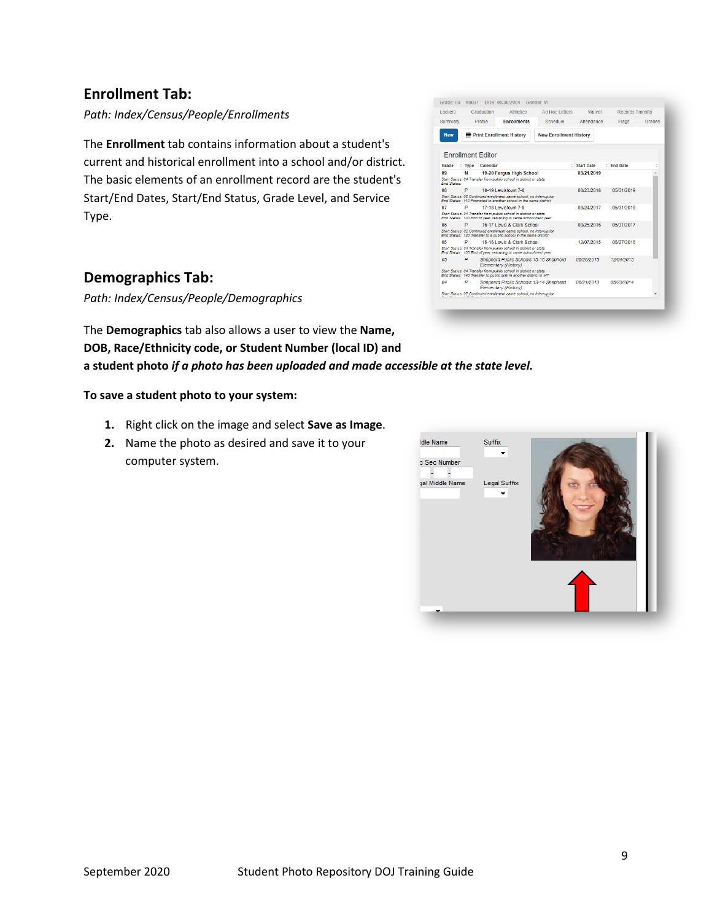## Enrollment Tab:

*Path: Index/Census/People/Enrollments*

The **Enrollment** tab contains information about a student's current and historical enrollment into a school and/or district. The basic elements of an enrollment record are the student's Start/End Dates, Start/End Status, Grade Level, and Service Type.

## Demographics Tab:

*Path: Index/Census/People/Demographics*

The **Demographics** tab also allows a user to view the **Name, DOB, Race/Ethnicity code, or Student Number (local ID) and a student photo *if a photo has been uploaded and made accessible at the state level.***

**To save a student photo to your system:**

1. Right click on the image and select **Save as Image**.
2. Name the photo as desired and save it to your computer system.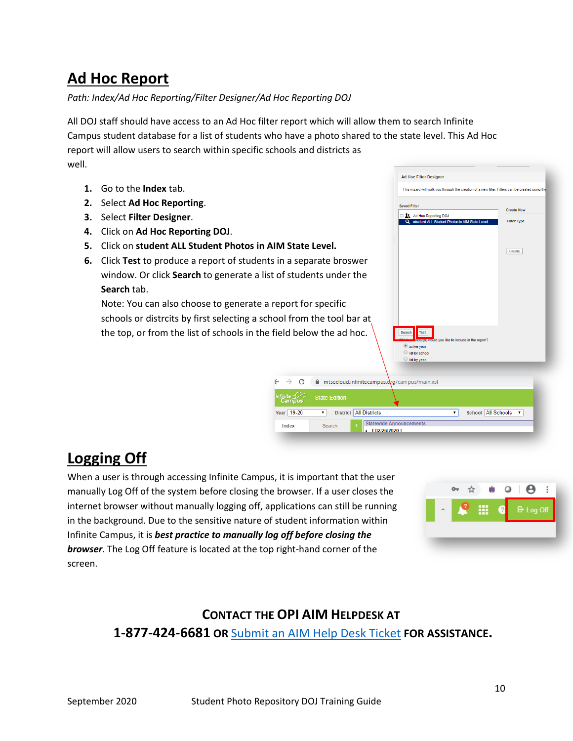## Ad Hoc Report

*Path: Index/Ad Hoc Reporting/Filter Designer/Ad Hoc Reporting DOJ*

All DOJ staff should have access to an Ad Hoc filter report which will allow them to search Infinite Campus student database for a list of students who have a photo shared to the state level. This Ad Hoc report will allow users to search within specific schools and districts as well.

1. Go to the **Index** tab.
2. Select **Ad Hoc Reporting**.
3. Select **Filter Designer**.
4. Click on **Ad Hoc Reporting DOJ**.
5. Click on **student ALL Student Photos in AIM State Level.**
6. Click **Test** to produce a report of students in a separate broswer window. Or click **Search** to generate a list of students under the **Search** tab.
   Note: You can also choose to generate a report for specific schools or distrcits by first selecting a school from the tool bar at the top, or from the list of schools in the field below the ad hoc.

## Logging Off

When a user is through accessing Infinite Campus, it is important that the user manually Log Off of the system before closing the browser. If a user closes the internet browser without manually logging off, applications can still be running in the background. Due to the sensitive nature of student information within Infinite Campus, it is ***best practice to manually log off before closing the browser***. The Log Off feature is located at the top right-hand corner of the screen.

**CONTACT THE OPI AIM HELPDESK AT**
**1-877-424-6681 OR** [Submit an AIM Help Desk Ticket]() **FOR ASSISTANCE.**